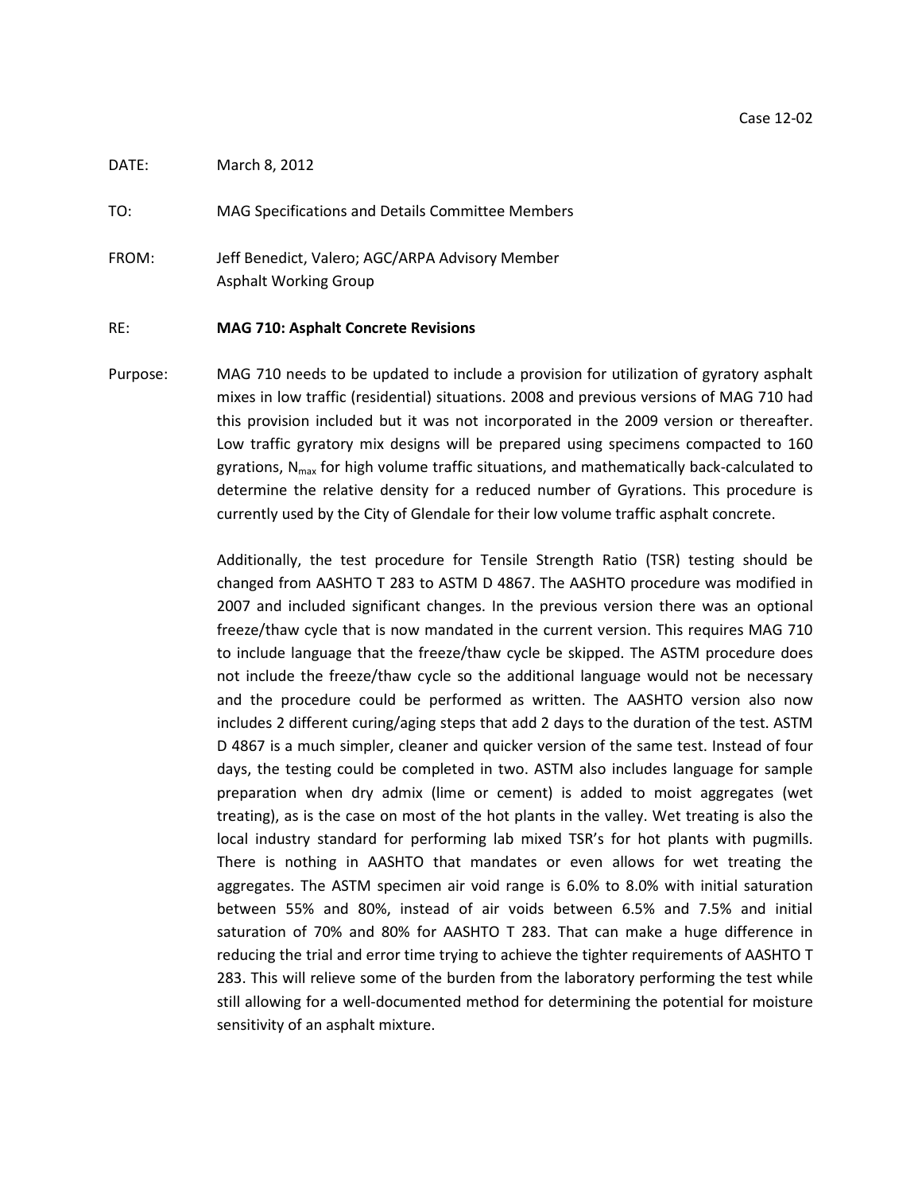Case 12-02

DATE: March 8, 2012

TO: MAG Specifications and Details Committee Members

FROM: Jeff Benedict, Valero; AGC/ARPA Advisory Member
Asphalt Working Group

RE: **MAG 710: Asphalt Concrete Revisions**

Purpose: MAG 710 needs to be updated to include a provision for utilization of gyratory asphalt mixes in low traffic (residential) situations. 2008 and previous versions of MAG 710 had this provision included but it was not incorporated in the 2009 version or thereafter. Low traffic gyratory mix designs will be prepared using specimens compacted to 160 gyrations, $N_{max}$ for high volume traffic situations, and mathematically back-calculated to determine the relative density for a reduced number of Gyrations. This procedure is currently used by the City of Glendale for their low volume traffic asphalt concrete.

Additionally, the test procedure for Tensile Strength Ratio (TSR) testing should be changed from AASHTO T 283 to ASTM D 4867. The AASHTO procedure was modified in 2007 and included significant changes. In the previous version there was an optional freeze/thaw cycle that is now mandated in the current version. This requires MAG 710 to include language that the freeze/thaw cycle be skipped. The ASTM procedure does not include the freeze/thaw cycle so the additional language would not be necessary and the procedure could be performed as written. The AASHTO version also now includes 2 different curing/aging steps that add 2 days to the duration of the test. ASTM D 4867 is a much simpler, cleaner and quicker version of the same test. Instead of four days, the testing could be completed in two. ASTM also includes language for sample preparation when dry admix (lime or cement) is added to moist aggregates (wet treating), as is the case on most of the hot plants in the valley. Wet treating is also the local industry standard for performing lab mixed TSR's for hot plants with pugmills. There is nothing in AASHTO that mandates or even allows for wet treating the aggregates. The ASTM specimen air void range is 6.0% to 8.0% with initial saturation between 55% and 80%, instead of air voids between 6.5% and 7.5% and initial saturation of 70% and 80% for AASHTO T 283. That can make a huge difference in reducing the trial and error time trying to achieve the tighter requirements of AASHTO T 283. This will relieve some of the burden from the laboratory performing the test while still allowing for a well-documented method for determining the potential for moisture sensitivity of an asphalt mixture.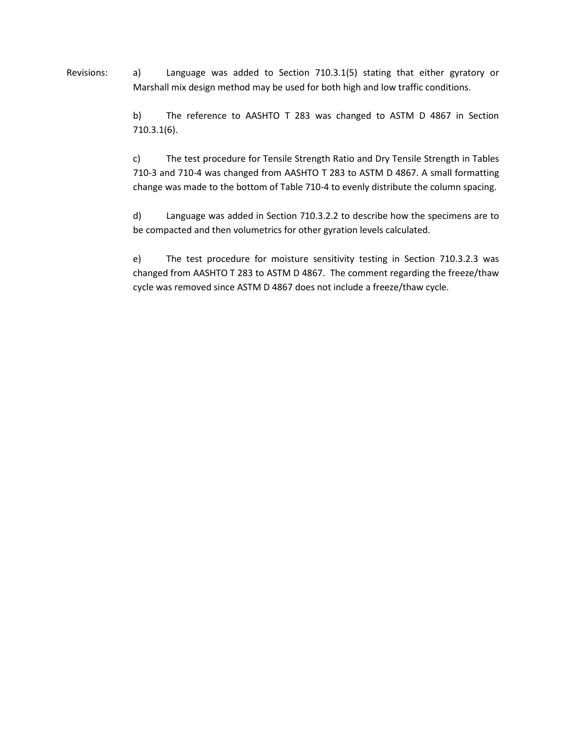Revisions:

a) Language was added to Section 710.3.1(5) stating that either gyratory or Marshall mix design method may be used for both high and low traffic conditions.

b) The reference to AASHTO T 283 was changed to ASTM D 4867 in Section 710.3.1(6).

c) The test procedure for Tensile Strength Ratio and Dry Tensile Strength in Tables 710-3 and 710-4 was changed from AASHTO T 283 to ASTM D 4867. A small formatting change was made to the bottom of Table 710-4 to evenly distribute the column spacing.

d) Language was added in Section 710.3.2.2 to describe how the specimens are to be compacted and then volumetrics for other gyration levels calculated.

e) The test procedure for moisture sensitivity testing in Section 710.3.2.3 was changed from AASHTO T 283 to ASTM D 4867. The comment regarding the freeze/thaw cycle was removed since ASTM D 4867 does not include a freeze/thaw cycle.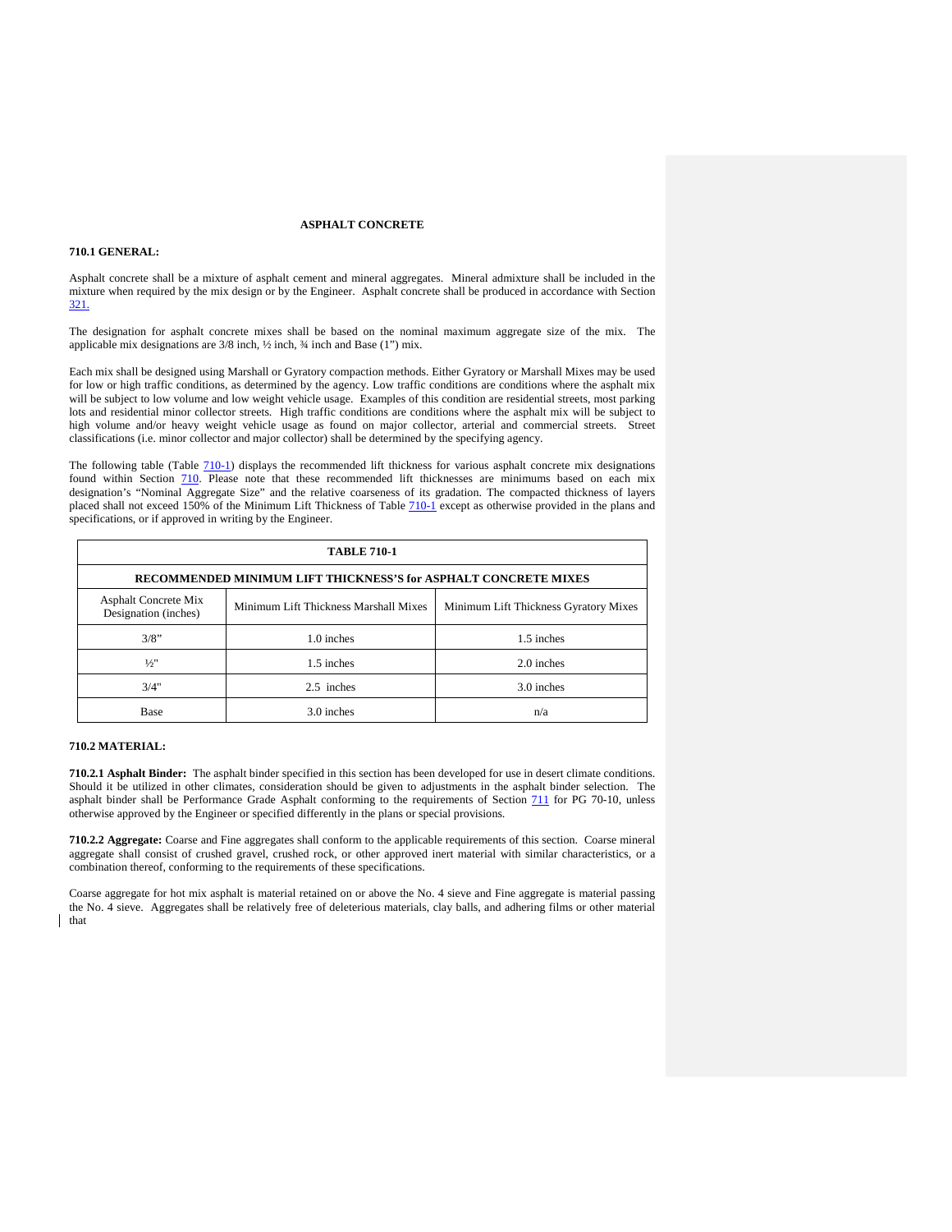# ASPHALT CONCRETE

## 710.1 GENERAL:

Asphalt concrete shall be a mixture of asphalt cement and mineral aggregates. Mineral admixture shall be included in the mixture when required by the mix design or by the Engineer. Asphalt concrete shall be produced in accordance with Section 321.

The designation for asphalt concrete mixes shall be based on the nominal maximum aggregate size of the mix. The applicable mix designations are 3/8 inch, ½ inch, ¾ inch and Base (1") mix.

Each mix shall be designed using Marshall or Gyratory compaction methods. Either Gyratory or Marshall Mixes may be used for low or high traffic conditions, as determined by the agency. Low traffic conditions are conditions where the asphalt mix will be subject to low volume and low weight vehicle usage. Examples of this condition are residential streets, most parking lots and residential minor collector streets. High traffic conditions are conditions where the asphalt mix will be subject to high volume and/or heavy weight vehicle usage as found on major collector, arterial and commercial streets. Street classifications (i.e. minor collector and major collector) shall be determined by the specifying agency.

The following table (Table 710-1) displays the recommended lift thickness for various asphalt concrete mix designations found within Section 710. Please note that these recommended lift thicknesses are minimums based on each mix designation's "Nominal Aggregate Size" and the relative coarseness of its gradation. The compacted thickness of layers placed shall not exceed 150% of the Minimum Lift Thickness of Table 710-1 except as otherwise provided in the plans and specifications, or if approved in writing by the Engineer.

**TABLE 710-1**

**RECOMMENDED MINIMUM LIFT THICKNESS'S for ASPHALT CONCRETE MIXES**

| Asphalt Concrete Mix Designation (inches) | Minimum Lift Thickness Marshall Mixes | Minimum Lift Thickness Gyratory Mixes |
|---|---|---|
| 3/8" | 1.0 inches | 1.5 inches |
| ½" | 1.5 inches | 2.0 inches |
| 3/4" | 2.5 inches | 3.0 inches |
| Base | 3.0 inches | n/a |

## 710.2 MATERIAL:

**710.2.1 Asphalt Binder:** The asphalt binder specified in this section has been developed for use in desert climate conditions. Should it be utilized in other climates, consideration should be given to adjustments in the asphalt binder selection. The asphalt binder shall be Performance Grade Asphalt conforming to the requirements of Section 711 for PG 70-10, unless otherwise approved by the Engineer or specified differently in the plans or special provisions.

**710.2.2 Aggregate:** Coarse and Fine aggregates shall conform to the applicable requirements of this section. Coarse mineral aggregate shall consist of crushed gravel, crushed rock, or other approved inert material with similar characteristics, or a combination thereof, conforming to the requirements of these specifications.

Coarse aggregate for hot mix asphalt is material retained on or above the No. 4 sieve and Fine aggregate is material passing the No. 4 sieve. Aggregates shall be relatively free of deleterious materials, clay balls, and adhering films or other material that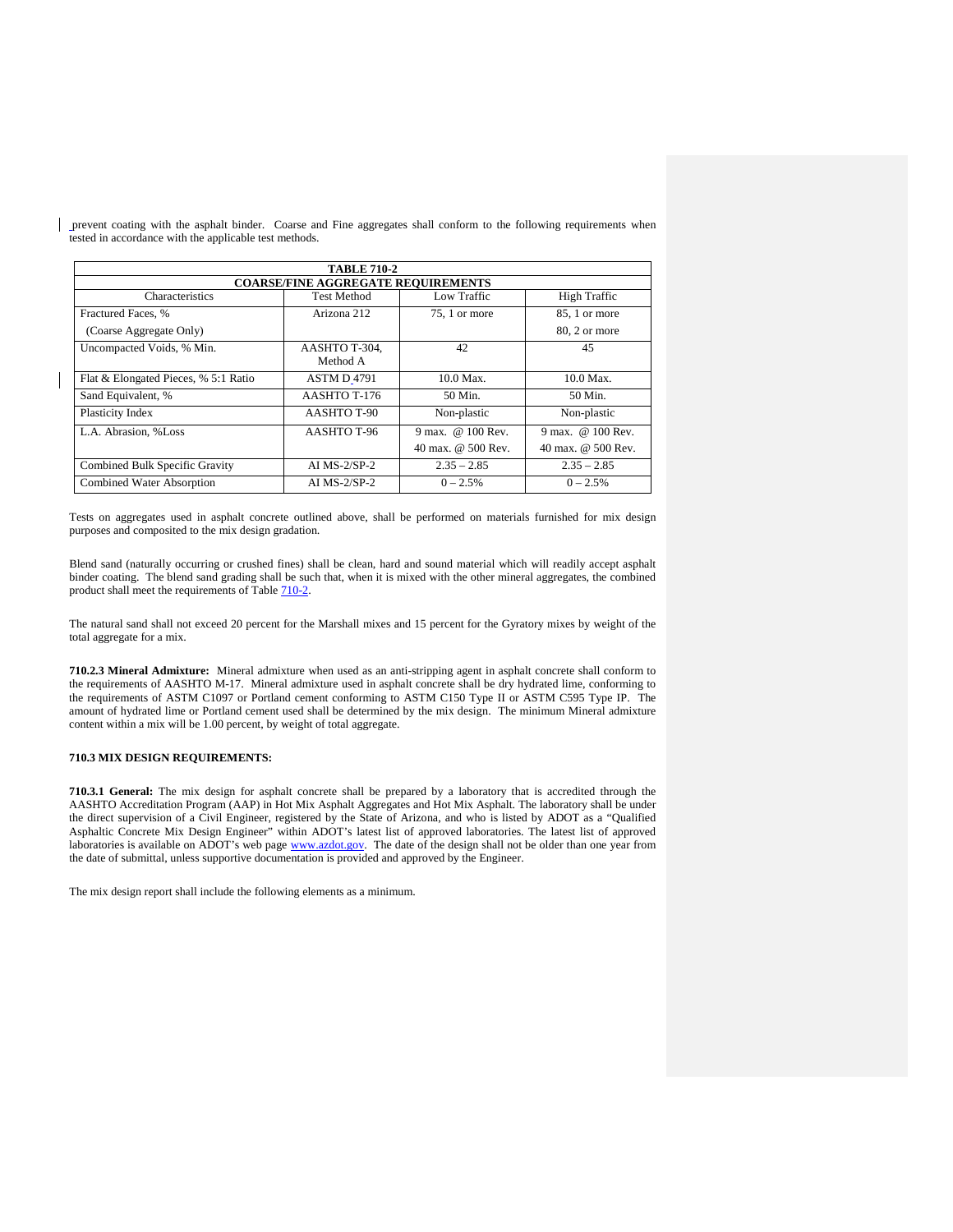prevent coating with the asphalt binder. Coarse and Fine aggregates shall conform to the following requirements when tested in accordance with the applicable test methods.

| TABLE 710-2 COARSE/FINE AGGREGATE REQUIREMENTS | | | |
|---|---|---|---|
| Characteristics | Test Method | Low Traffic | High Traffic |
| Fractured Faces, % (Coarse Aggregate Only) | Arizona 212 | 75, 1 or more | 85, 1 or more<br>80, 2 or more |
| Uncompacted Voids, % Min. | AASHTO T-304, Method A | 42 | 45 |
| Flat & Elongated Pieces, % 5:1 Ratio | ASTM D 4791 | 10.0 Max. | 10.0 Max. |
| Sand Equivalent, % | AASHTO T-176 | 50 Min. | 50 Min. |
| Plasticity Index | AASHTO T-90 | Non-plastic | Non-plastic |
| L.A. Abrasion, %Loss | AASHTO T-96 | 9 max. @ 100 Rev.<br>40 max. @ 500 Rev. | 9 max. @ 100 Rev.<br>40 max. @ 500 Rev. |
| Combined Bulk Specific Gravity | AI MS-2/SP-2 | 2.35 – 2.85 | 2.35 – 2.85 |
| Combined Water Absorption | AI MS-2/SP-2 | 0 – 2.5% | 0 – 2.5% |

Tests on aggregates used in asphalt concrete outlined above, shall be performed on materials furnished for mix design purposes and composited to the mix design gradation.

Blend sand (naturally occurring or crushed fines) shall be clean, hard and sound material which will readily accept asphalt binder coating. The blend sand grading shall be such that, when it is mixed with the other mineral aggregates, the combined product shall meet the requirements of Table 710-2.

The natural sand shall not exceed 20 percent for the Marshall mixes and 15 percent for the Gyratory mixes by weight of the total aggregate for a mix.

**710.2.3 Mineral Admixture:** Mineral admixture when used as an anti-stripping agent in asphalt concrete shall conform to the requirements of AASHTO M-17. Mineral admixture used in asphalt concrete shall be dry hydrated lime, conforming to the requirements of ASTM C1097 or Portland cement conforming to ASTM C150 Type II or ASTM C595 Type IP. The amount of hydrated lime or Portland cement used shall be determined by the mix design. The minimum Mineral admixture content within a mix will be 1.00 percent, by weight of total aggregate.

## 710.3 MIX DESIGN REQUIREMENTS:

**710.3.1 General:** The mix design for asphalt concrete shall be prepared by a laboratory that is accredited through the AASHTO Accreditation Program (AAP) in Hot Mix Asphalt Aggregates and Hot Mix Asphalt. The laboratory shall be under the direct supervision of a Civil Engineer, registered by the State of Arizona, and who is listed by ADOT as a "Qualified Asphaltic Concrete Mix Design Engineer" within ADOT's latest list of approved laboratories. The latest list of approved laboratories is available on ADOT's web page www.azdot.gov. The date of the design shall not be older than one year from the date of submittal, unless supportive documentation is provided and approved by the Engineer.

The mix design report shall include the following elements as a minimum.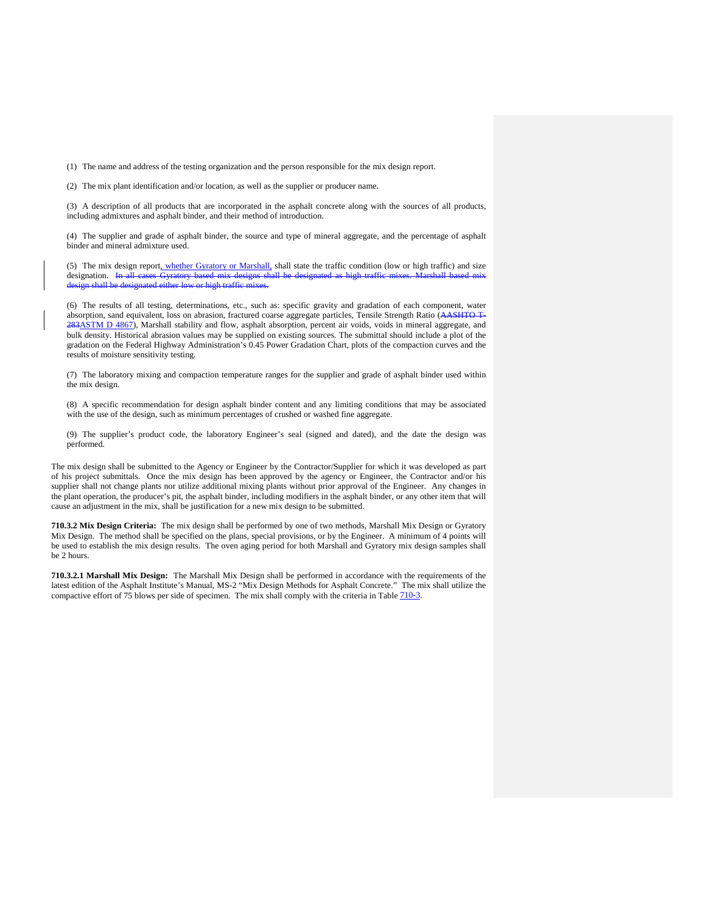(1) The name and address of the testing organization and the person responsible for the mix design report.

(2) The mix plant identification and/or location, as well as the supplier or producer name.

(3) A description of all products that are incorporated in the asphalt concrete along with the sources of all products, including admixtures and asphalt binder, and their method of introduction.

(4) The supplier and grade of asphalt binder, the source and type of mineral aggregate, and the percentage of asphalt binder and mineral admixture used.

(5) The mix design report, whether Gyratory or Marshall, shall state the traffic condition (low or high traffic) and size designation. ~~In all cases Gyratory based mix designs shall be designated as high traffic mixes. Marshall based mix design shall be designated either low or high traffic mixes.~~

(6) The results of all testing, determinations, etc., such as: specific gravity and gradation of each component, water absorption, sand equivalent, loss on abrasion, fractured coarse aggregate particles, Tensile Strength Ratio (~~AASHTO T-283~~ASTM D 4867), Marshall stability and flow, asphalt absorption, percent air voids, voids in mineral aggregate, and bulk density. Historical abrasion values may be supplied on existing sources. The submittal should include a plot of the gradation on the Federal Highway Administration's 0.45 Power Gradation Chart, plots of the compaction curves and the results of moisture sensitivity testing.

(7) The laboratory mixing and compaction temperature ranges for the supplier and grade of asphalt binder used within the mix design.

(8) A specific recommendation for design asphalt binder content and any limiting conditions that may be associated with the use of the design, such as minimum percentages of crushed or washed fine aggregate.

(9) The supplier's product code, the laboratory Engineer's seal (signed and dated), and the date the design was performed.

The mix design shall be submitted to the Agency or Engineer by the Contractor/Supplier for which it was developed as part of his project submittals. Once the mix design has been approved by the agency or Engineer, the Contractor and/or his supplier shall not change plants nor utilize additional mixing plants without prior approval of the Engineer. Any changes in the plant operation, the producer's pit, the asphalt binder, including modifiers in the asphalt binder, or any other item that will cause an adjustment in the mix, shall be justification for a new mix design to be submitted.

**710.3.2 Mix Design Criteria:** The mix design shall be performed by one of two methods, Marshall Mix Design or Gyratory Mix Design. The method shall be specified on the plans, special provisions, or by the Engineer. A minimum of 4 points will be used to establish the mix design results. The oven aging period for both Marshall and Gyratory mix design samples shall be 2 hours.

**710.3.2.1 Marshall Mix Design:** The Marshall Mix Design shall be performed in accordance with the requirements of the latest edition of the Asphalt Institute's Manual, MS-2 "Mix Design Methods for Asphalt Concrete." The mix shall utilize the compactive effort of 75 blows per side of specimen. The mix shall comply with the criteria in Table 710-3.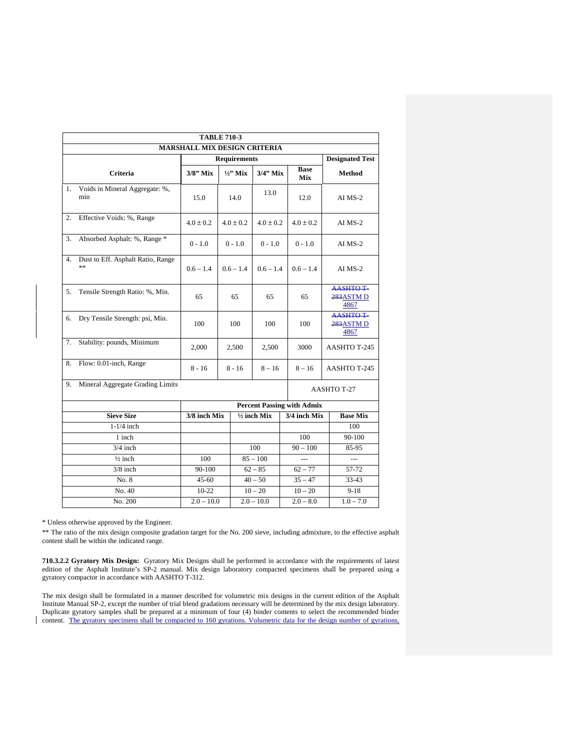| TABLE 710-3 | | | | | |
|---|---|---|---|---|---|
| MARSHALL MIX DESIGN CRITERIA | | | | | |
| | Requirements | | | | Designated Test |
| Criteria | 3/8" Mix | ½" Mix | 3/4" Mix | Base Mix | Method |
| 1. Voids in Mineral Aggregate: %, min | 15.0 | 14.0 | 13.0 | 12.0 | AI MS-2 |
| 2. Effective Voids: %, Range | 4.0 ± 0.2 | 4.0 ± 0.2 | 4.0 ± 0.2 | 4.0 ± 0.2 | AI MS-2 |
| 3. Absorbed Asphalt: %, Range * | 0 - 1.0 | 0 - 1.0 | 0 - 1.0 | 0 - 1.0 | AI MS-2 |
| 4. Dust to Eff. Asphalt Ratio, Range ** | 0.6 – 1.4 | 0.6 – 1.4 | 0.6 – 1.4 | 0.6 – 1.4 | AI MS-2 |
| 5. Tensile Strength Ratio: %, Min. | 65 | 65 | 65 | 65 | ~~AASHTO T-283~~ASTM D 4867 |
| 6. Dry Tensile Strength: psi, Min. | 100 | 100 | 100 | 100 | ~~AASHTO T-283~~ASTM D 4867 |
| 7. Stability: pounds, Minimum | 2,000 | 2,500 | 2,500 | 3000 | AASHTO T-245 |
| 8. Flow: 0.01-inch, Range | 8 - 16 | 8 - 16 | 8 – 16 | 8 – 16 | AASHTO T-245 |
| 9. Mineral Aggregate Grading Limits | | | | | AASHTO T-27 |

| | Percent Passing with Admix | | | |
|---|---|---|---|---|
| Sieve Size | 3/8 inch Mix | ½ inch Mix | 3/4 inch Mix | Base Mix |
| 1-1/4 inch | | | | 100 |
| 1 inch | | | 100 | 90-100 |
| 3/4 inch | | 100 | 90 – 100 | 85-95 |
| ½ inch | 100 | 85 – 100 | --- | --- |
| 3/8 inch | 90-100 | 62 – 85 | 62 – 77 | 57-72 |
| No. 8 | 45-60 | 40 – 50 | 35 – 47 | 33-43 |
| No. 40 | 10-22 | 10 – 20 | 10 – 20 | 9-18 |
| No. 200 | 2.0 – 10.0 | 2.0 – 10.0 | 2.0 – 8.0 | 1.0 – 7.0 |

* Unless otherwise approved by the Engineer.

** The ratio of the mix design composite gradation target for the No. 200 sieve, including admixture, to the effective asphalt content shall be within the indicated range.

**710.3.2.2 Gyratory Mix Design:** Gyratory Mix Designs shall be performed in accordance with the requirements of latest edition of the Asphalt Institute's SP-2 manual. Mix design laboratory compacted specimens shall be prepared using a gyratory compactor in accordance with AASHTO T-312.

The mix design shall be formulated in a manner described for volumetric mix designs in the current edition of the Asphalt Institute Manual SP-2, except the number of trial blend gradations necessary will be determined by the mix design laboratory. Duplicate gyratory samples shall be prepared at a minimum of four (4) binder contents to select the recommended binder content. The gyratory specimens shall be compacted to 160 gyrations. Volumetric data for the design number of gyrations,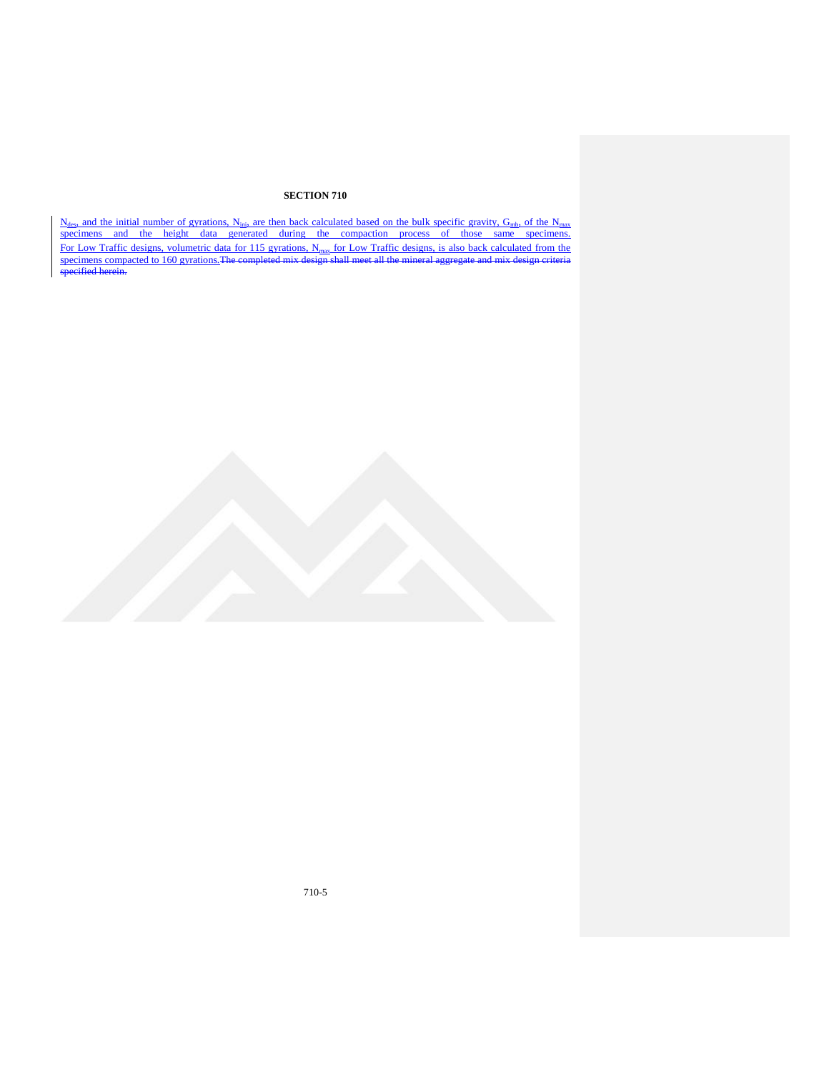# SECTION 710

$N_{des}$, and the initial number of gyrations, $N_{ini}$, are then back calculated based on the bulk specific gravity, $G_{mb}$, of the $N_{max}$ specimens and the height data generated during the compaction process of those same specimens. For Low Traffic designs, volumetric data for 115 gyrations, $N_{max}$ for Low Traffic designs, is also back calculated from the specimens compacted to 160 gyrations.~~The completed mix design shall meet all the mineral aggregate and mix design criteria specified herein.~~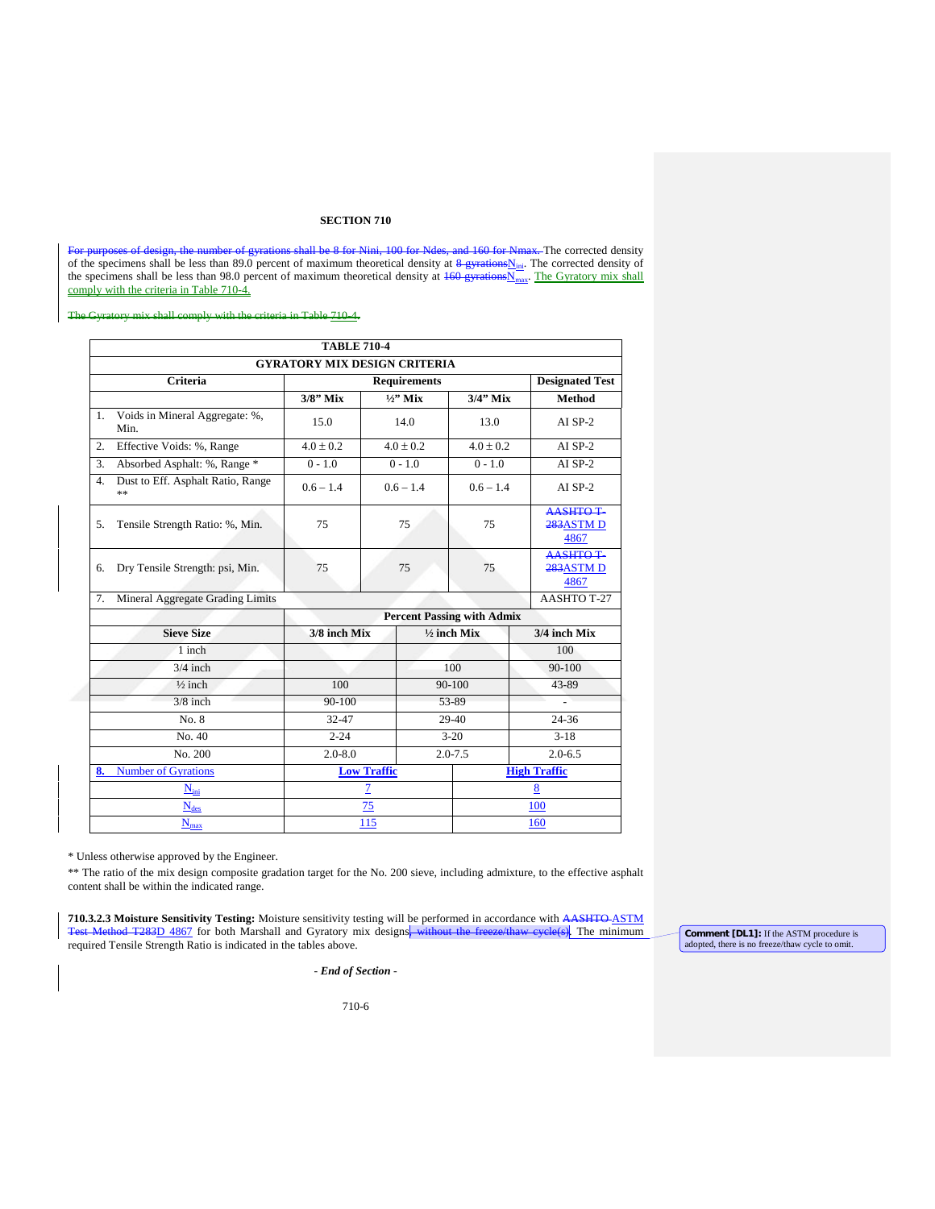SECTION 710

~~For purposes of design, the number of gyrations shall be 8 for Nini, 100 for Ndes, and 160 for Nmax.~~ The corrected density of the specimens shall be less than 89.0 percent of maximum theoretical density at ~~8 gyrations~~ $N_{ini}$. The corrected density of the specimens shall be less than 98.0 percent of maximum theoretical density at ~~160 gyrations~~ $N_{max}$. The Gyratory mix shall comply with the criteria in Table 710-4.

~~The Gyratory mix shall comply with the criteria in Table 710-4.~~

| TABLE 710-4 | | | | |
|---|---|---|---|---|
| GYRATORY MIX DESIGN CRITERIA | | | | |
| Criteria | Requirements | | | Designated Test |
| | 3/8" Mix | ½" Mix | 3/4" Mix | Method |
| 1. Voids in Mineral Aggregate: %, Min. | 15.0 | 14.0 | 13.0 | AI SP-2 |
| 2. Effective Voids: %, Range | 4.0 ± 0.2 | 4.0 ± 0.2 | 4.0 ± 0.2 | AI SP-2 |
| 3. Absorbed Asphalt: %, Range * | 0 - 1.0 | 0 - 1.0 | 0 - 1.0 | AI SP-2 |
| 4. Dust to Eff. Asphalt Ratio, Range ** | 0.6 – 1.4 | 0.6 – 1.4 | 0.6 – 1.4 | AI SP-2 |
| 5. Tensile Strength Ratio: %, Min. | 75 | 75 | 75 | ~~AASHTO T-283~~ ASTM D 4867 |
| 6. Dry Tensile Strength: psi, Min. | 75 | 75 | 75 | ~~AASHTO T-283~~ ASTM D 4867 |
| 7. Mineral Aggregate Grading Limits | | | | AASHTO T-27 |
| | Percent Passing with Admix | | | |
| Sieve Size | 3/8 inch Mix | ½ inch Mix | 3/4 inch Mix | |
| 1 inch | | | 100 | |
| 3/4 inch | | 100 | 90-100 | |
| ½ inch | 100 | 90-100 | 43-89 | |
| 3/8 inch | 90-100 | 53-89 | - | |
| No. 8 | 32-47 | 29-40 | 24-36 | |
| No. 40 | 2-24 | 3-20 | 3-18 | |
| No. 200 | 2.0-8.0 | 2.0-7.5 | 2.0-6.5 | |
| **8.** Number of Gyrations | **Low Traffic** | | **High Traffic** | |
| $N_{ini}$ | 7 | | 8 | |
| $N_{des}$ | 75 | | 100 | |
| $N_{max}$ | 115 | | 160 | |

\* Unless otherwise approved by the Engineer.

\*\* The ratio of the mix design composite gradation target for the No. 200 sieve, including admixture, to the effective asphalt content shall be within the indicated range.

**710.3.2.3 Moisture Sensitivity Testing:** Moisture sensitivity testing will be performed in accordance with ~~AASHTO~~ ASTM ~~Test Method T283~~ D 4867 for both Marshall and Gyratory mix designs~~, without the freeze/thaw cycle(s)~~. The minimum required Tensile Strength Ratio is indicated in the tables above.

**Comment [DL1]:** If the ASTM procedure is adopted, there is no freeze/thaw cycle to omit.

*- End of Section -*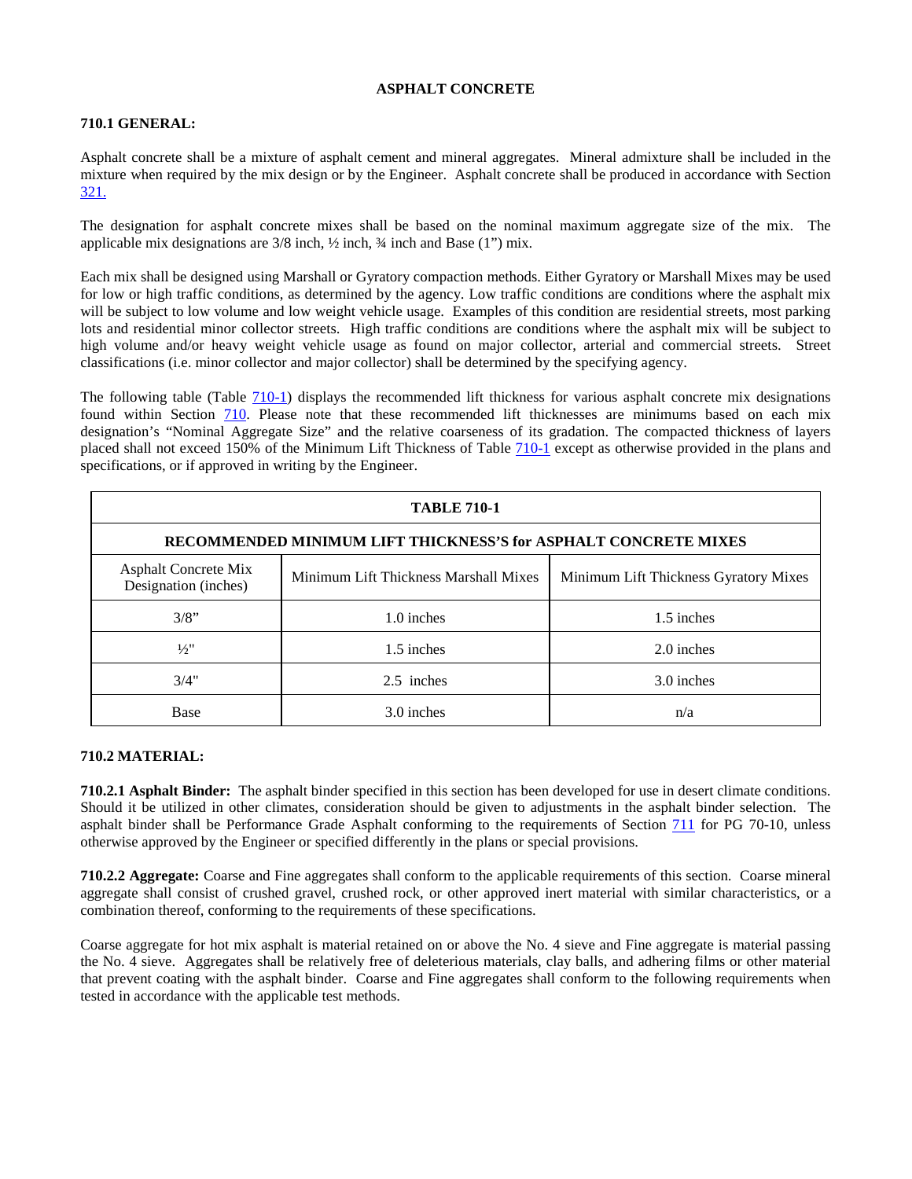# ASPHALT CONCRETE

## 710.1 GENERAL:

Asphalt concrete shall be a mixture of asphalt cement and mineral aggregates. Mineral admixture shall be included in the mixture when required by the mix design or by the Engineer. Asphalt concrete shall be produced in accordance with Section 321.

The designation for asphalt concrete mixes shall be based on the nominal maximum aggregate size of the mix. The applicable mix designations are 3/8 inch, ½ inch, ¾ inch and Base (1") mix.

Each mix shall be designed using Marshall or Gyratory compaction methods. Either Gyratory or Marshall Mixes may be used for low or high traffic conditions, as determined by the agency. Low traffic conditions are conditions where the asphalt mix will be subject to low volume and low weight vehicle usage. Examples of this condition are residential streets, most parking lots and residential minor collector streets. High traffic conditions are conditions where the asphalt mix will be subject to high volume and/or heavy weight vehicle usage as found on major collector, arterial and commercial streets. Street classifications (i.e. minor collector and major collector) shall be determined by the specifying agency.

The following table (Table 710-1) displays the recommended lift thickness for various asphalt concrete mix designations found within Section 710. Please note that these recommended lift thicknesses are minimums based on each mix designation's "Nominal Aggregate Size" and the relative coarseness of its gradation. The compacted thickness of layers placed shall not exceed 150% of the Minimum Lift Thickness of Table 710-1 except as otherwise provided in the plans and specifications, or if approved in writing by the Engineer.

**TABLE 710-1**

**RECOMMENDED MINIMUM LIFT THICKNESS'S for ASPHALT CONCRETE MIXES**

| Asphalt Concrete Mix Designation (inches) | Minimum Lift Thickness Marshall Mixes | Minimum Lift Thickness Gyratory Mixes |
|---|---|---|
| 3/8" | 1.0 inches | 1.5 inches |
| ½" | 1.5 inches | 2.0 inches |
| 3/4" | 2.5 inches | 3.0 inches |
| Base | 3.0 inches | n/a |

## 710.2 MATERIAL:

**710.2.1 Asphalt Binder:** The asphalt binder specified in this section has been developed for use in desert climate conditions. Should it be utilized in other climates, consideration should be given to adjustments in the asphalt binder selection. The asphalt binder shall be Performance Grade Asphalt conforming to the requirements of Section 711 for PG 70-10, unless otherwise approved by the Engineer or specified differently in the plans or special provisions.

**710.2.2 Aggregate:** Coarse and Fine aggregates shall conform to the applicable requirements of this section. Coarse mineral aggregate shall consist of crushed gravel, crushed rock, or other approved inert material with similar characteristics, or a combination thereof, conforming to the requirements of these specifications.

Coarse aggregate for hot mix asphalt is material retained on or above the No. 4 sieve and Fine aggregate is material passing the No. 4 sieve. Aggregates shall be relatively free of deleterious materials, clay balls, and adhering films or other material that prevent coating with the asphalt binder. Coarse and Fine aggregates shall conform to the following requirements when tested in accordance with the applicable test methods.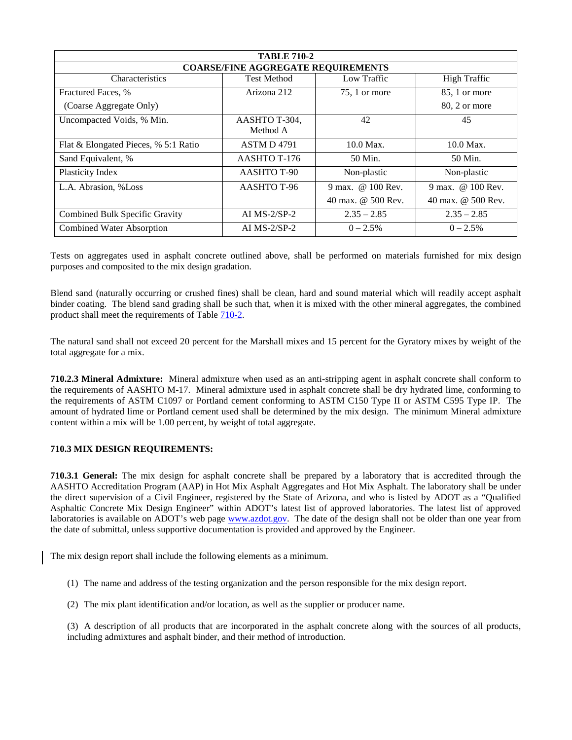| TABLE 710-2 | | | |
|---|---|---|---|
| **COARSE/FINE AGGREGATE REQUIREMENTS** | | | |
| Characteristics | Test Method | Low Traffic | High Traffic |
| Fractured Faces, % (Coarse Aggregate Only) | Arizona 212 | 75, 1 or more | 85, 1 or more<br>80, 2 or more |
| Uncompacted Voids, % Min. | AASHTO T-304, Method A | 42 | 45 |
| Flat & Elongated Pieces, % 5:1 Ratio | ASTM D 4791 | 10.0 Max. | 10.0 Max. |
| Sand Equivalent, % | AASHTO T-176 | 50 Min. | 50 Min. |
| Plasticity Index | AASHTO T-90 | Non-plastic | Non-plastic |
| L.A. Abrasion, %Loss | AASHTO T-96 | 9 max. @ 100 Rev.<br>40 max. @ 500 Rev. | 9 max. @ 100 Rev.<br>40 max. @ 500 Rev. |
| Combined Bulk Specific Gravity | AI MS-2/SP-2 | 2.35 – 2.85 | 2.35 – 2.85 |
| Combined Water Absorption | AI MS-2/SP-2 | 0 – 2.5% | 0 – 2.5% |

Tests on aggregates used in asphalt concrete outlined above, shall be performed on materials furnished for mix design purposes and composited to the mix design gradation.

Blend sand (naturally occurring or crushed fines) shall be clean, hard and sound material which will readily accept asphalt binder coating. The blend sand grading shall be such that, when it is mixed with the other mineral aggregates, the combined product shall meet the requirements of Table 710-2.

The natural sand shall not exceed 20 percent for the Marshall mixes and 15 percent for the Gyratory mixes by weight of the total aggregate for a mix.

**710.2.3 Mineral Admixture:** Mineral admixture when used as an anti-stripping agent in asphalt concrete shall conform to the requirements of AASHTO M-17. Mineral admixture used in asphalt concrete shall be dry hydrated lime, conforming to the requirements of ASTM C1097 or Portland cement conforming to ASTM C150 Type II or ASTM C595 Type IP. The amount of hydrated lime or Portland cement used shall be determined by the mix design. The minimum Mineral admixture content within a mix will be 1.00 percent, by weight of total aggregate.

**710.3 MIX DESIGN REQUIREMENTS:**

**710.3.1 General:** The mix design for asphalt concrete shall be prepared by a laboratory that is accredited through the AASHTO Accreditation Program (AAP) in Hot Mix Asphalt Aggregates and Hot Mix Asphalt. The laboratory shall be under the direct supervision of a Civil Engineer, registered by the State of Arizona, and who is listed by ADOT as a "Qualified Asphaltic Concrete Mix Design Engineer" within ADOT's latest list of approved laboratories. The latest list of approved laboratories is available on ADOT's web page www.azdot.gov. The date of the design shall not be older than one year from the date of submittal, unless supportive documentation is provided and approved by the Engineer.

The mix design report shall include the following elements as a minimum.

(1) The name and address of the testing organization and the person responsible for the mix design report.

(2) The mix plant identification and/or location, as well as the supplier or producer name.

(3) A description of all products that are incorporated in the asphalt concrete along with the sources of all products, including admixtures and asphalt binder, and their method of introduction.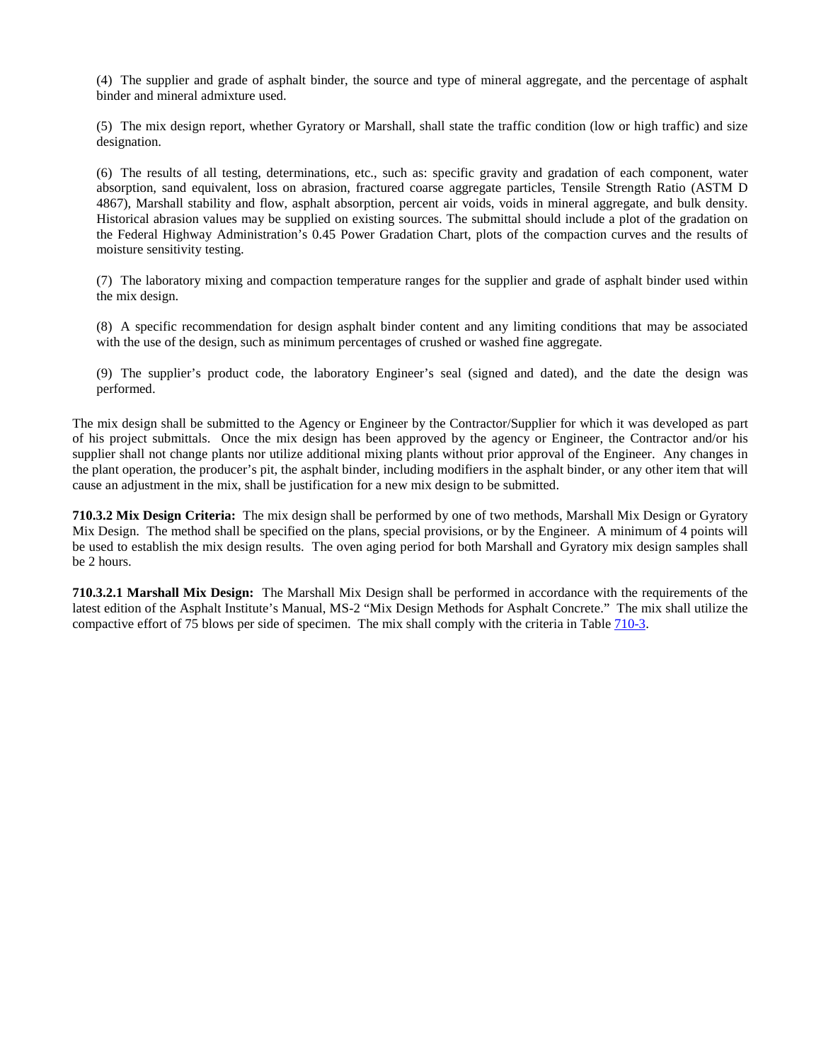(4) The supplier and grade of asphalt binder, the source and type of mineral aggregate, and the percentage of asphalt binder and mineral admixture used.

(5) The mix design report, whether Gyratory or Marshall, shall state the traffic condition (low or high traffic) and size designation.

(6) The results of all testing, determinations, etc., such as: specific gravity and gradation of each component, water absorption, sand equivalent, loss on abrasion, fractured coarse aggregate particles, Tensile Strength Ratio (ASTM D 4867), Marshall stability and flow, asphalt absorption, percent air voids, voids in mineral aggregate, and bulk density. Historical abrasion values may be supplied on existing sources. The submittal should include a plot of the gradation on the Federal Highway Administration's 0.45 Power Gradation Chart, plots of the compaction curves and the results of moisture sensitivity testing.

(7) The laboratory mixing and compaction temperature ranges for the supplier and grade of asphalt binder used within the mix design.

(8) A specific recommendation for design asphalt binder content and any limiting conditions that may be associated with the use of the design, such as minimum percentages of crushed or washed fine aggregate.

(9) The supplier's product code, the laboratory Engineer's seal (signed and dated), and the date the design was performed.

The mix design shall be submitted to the Agency or Engineer by the Contractor/Supplier for which it was developed as part of his project submittals. Once the mix design has been approved by the agency or Engineer, the Contractor and/or his supplier shall not change plants nor utilize additional mixing plants without prior approval of the Engineer. Any changes in the plant operation, the producer's pit, the asphalt binder, including modifiers in the asphalt binder, or any other item that will cause an adjustment in the mix, shall be justification for a new mix design to be submitted.

**710.3.2 Mix Design Criteria:** The mix design shall be performed by one of two methods, Marshall Mix Design or Gyratory Mix Design. The method shall be specified on the plans, special provisions, or by the Engineer. A minimum of 4 points will be used to establish the mix design results. The oven aging period for both Marshall and Gyratory mix design samples shall be 2 hours.

**710.3.2.1 Marshall Mix Design:** The Marshall Mix Design shall be performed in accordance with the requirements of the latest edition of the Asphalt Institute's Manual, MS-2 "Mix Design Methods for Asphalt Concrete." The mix shall utilize the compactive effort of 75 blows per side of specimen. The mix shall comply with the criteria in Table 710-3.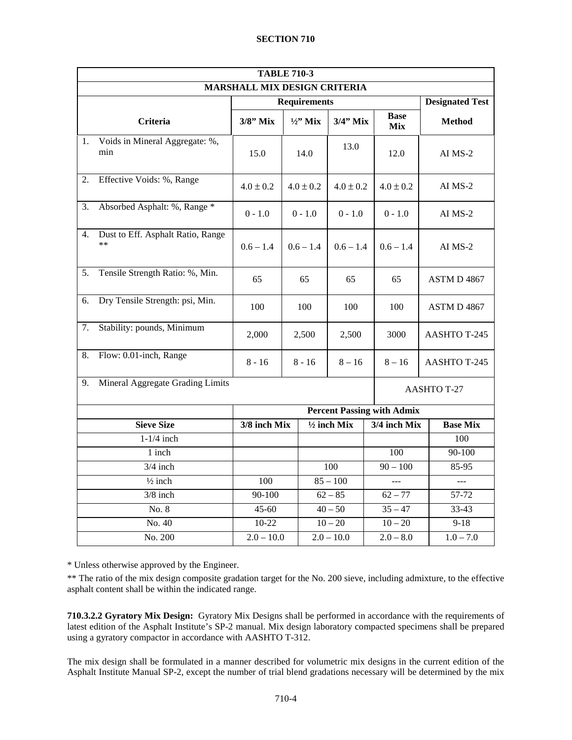# SECTION 710

| TABLE 710-3 MARSHALL MIX DESIGN CRITERIA | | | | | |
|---|---|---|---|---|---|
| | Requirements | | | | Designated Test |
| Criteria | 3/8" Mix | ½" Mix | 3/4" Mix | Base Mix | Method |
| 1. Voids in Mineral Aggregate: %, min | 15.0 | 14.0 | 13.0 | 12.0 | AI MS-2 |
| 2. Effective Voids: %, Range | 4.0 ± 0.2 | 4.0 ± 0.2 | 4.0 ± 0.2 | 4.0 ± 0.2 | AI MS-2 |
| 3. Absorbed Asphalt: %, Range * | 0 - 1.0 | 0 - 1.0 | 0 - 1.0 | 0 - 1.0 | AI MS-2 |
| 4. Dust to Eff. Asphalt Ratio, Range ** | 0.6 – 1.4 | 0.6 – 1.4 | 0.6 – 1.4 | 0.6 – 1.4 | AI MS-2 |
| 5. Tensile Strength Ratio: %, Min. | 65 | 65 | 65 | 65 | ASTM D 4867 |
| 6. Dry Tensile Strength: psi, Min. | 100 | 100 | 100 | 100 | ASTM D 4867 |
| 7. Stability: pounds, Minimum | 2,000 | 2,500 | 2,500 | 3000 | AASHTO T-245 |
| 8. Flow: 0.01-inch, Range | 8 - 16 | 8 - 16 | 8 – 16 | 8 – 16 | AASHTO T-245 |
| 9. Mineral Aggregate Grading Limits | | | | | AASHTO T-27 |

| | Percent Passing with Admix | | | |
|---|---|---|---|---|
| Sieve Size | 3/8 inch Mix | ½ inch Mix | 3/4 inch Mix | Base Mix |
| 1-1/4 inch | | | | 100 |
| 1 inch | | | 100 | 90-100 |
| 3/4 inch | | 100 | 90 – 100 | 85-95 |
| ½ inch | 100 | 85 – 100 | --- | --- |
| 3/8 inch | 90-100 | 62 – 85 | 62 – 77 | 57-72 |
| No. 8 | 45-60 | 40 – 50 | 35 – 47 | 33-43 |
| No. 40 | 10-22 | 10 – 20 | 10 – 20 | 9-18 |
| No. 200 | 2.0 – 10.0 | 2.0 – 10.0 | 2.0 – 8.0 | 1.0 – 7.0 |

* Unless otherwise approved by the Engineer.

** The ratio of the mix design composite gradation target for the No. 200 sieve, including admixture, to the effective asphalt content shall be within the indicated range.

**710.3.2.2 Gyratory Mix Design:** Gyratory Mix Designs shall be performed in accordance with the requirements of latest edition of the Asphalt Institute's SP-2 manual. Mix design laboratory compacted specimens shall be prepared using a gyratory compactor in accordance with AASHTO T-312.

The mix design shall be formulated in a manner described for volumetric mix designs in the current edition of the Asphalt Institute Manual SP-2, except the number of trial blend gradations necessary will be determined by the mix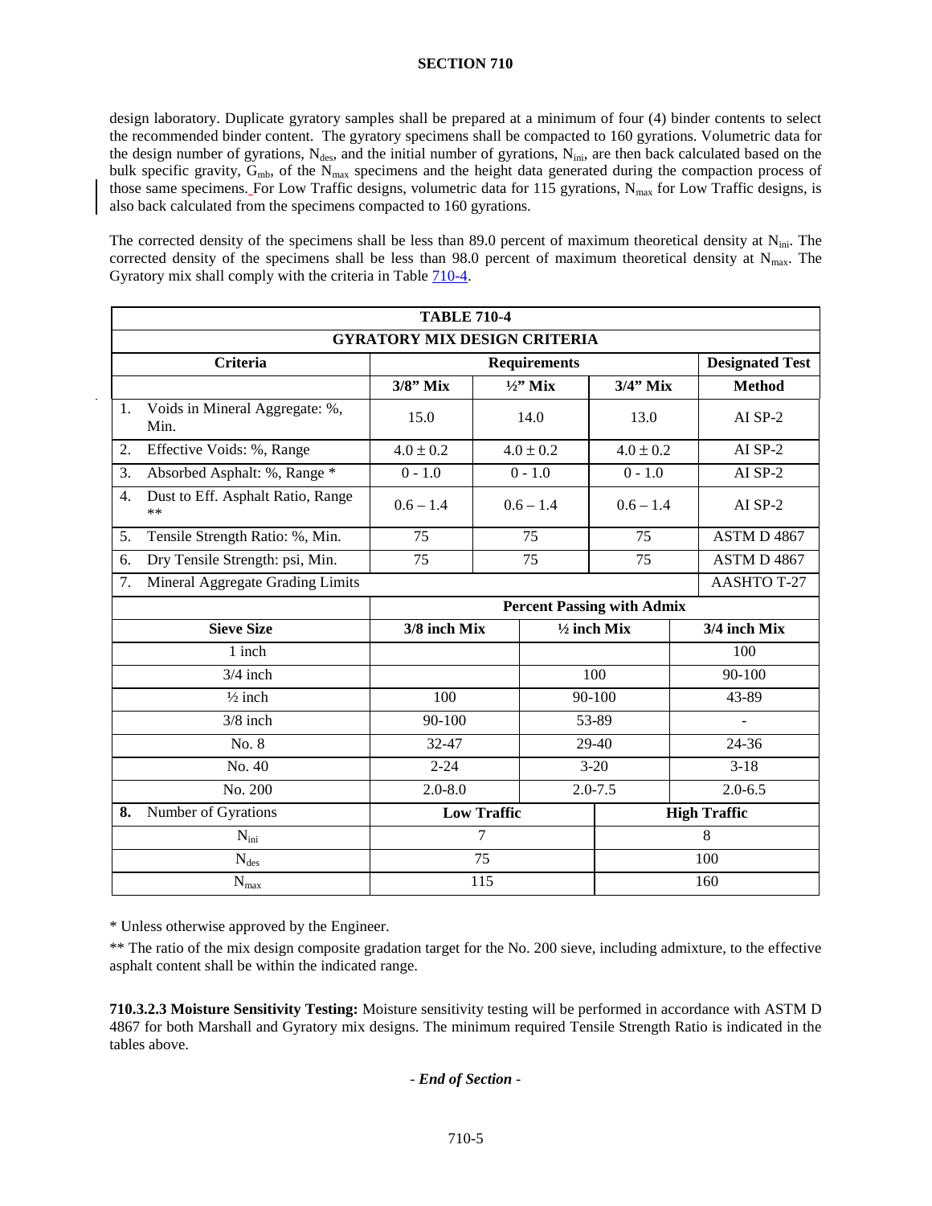design laboratory. Duplicate gyratory samples shall be prepared at a minimum of four (4) binder contents to select the recommended binder content. The gyratory specimens shall be compacted to 160 gyrations. Volumetric data for the design number of gyrations, $N_{des}$, and the initial number of gyrations, $N_{ini}$, are then back calculated based on the bulk specific gravity, $G_{mb}$, of the $N_{max}$ specimens and the height data generated during the compaction process of those same specimens. For Low Traffic designs, volumetric data for 115 gyrations, $N_{max}$ for Low Traffic designs, is also back calculated from the specimens compacted to 160 gyrations.

The corrected density of the specimens shall be less than 89.0 percent of maximum theoretical density at $N_{ini}$. The corrected density of the specimens shall be less than 98.0 percent of maximum theoretical density at $N_{max}$. The Gyratory mix shall comply with the criteria in Table 710-4.

**TABLE 710-4**

**GYRATORY MIX DESIGN CRITERIA**

| Criteria | Requirements | | | Designated Test |
|---|---|---|---|---|
| | 3/8" Mix | ½" Mix | 3/4" Mix | Method |
| 1. Voids in Mineral Aggregate: %, Min. | 15.0 | 14.0 | 13.0 | AI SP-2 |
| 2. Effective Voids: %, Range | 4.0 ± 0.2 | 4.0 ± 0.2 | 4.0 ± 0.2 | AI SP-2 |
| 3. Absorbed Asphalt: %, Range * | 0 - 1.0 | 0 - 1.0 | 0 - 1.0 | AI SP-2 |
| 4. Dust to Eff. Asphalt Ratio, Range ** | 0.6 – 1.4 | 0.6 – 1.4 | 0.6 – 1.4 | AI SP-2 |
| 5. Tensile Strength Ratio: %, Min. | 75 | 75 | 75 | ASTM D 4867 |
| 6. Dry Tensile Strength: psi, Min. | 75 | 75 | 75 | ASTM D 4867 |
| 7. Mineral Aggregate Grading Limits | | | | AASHTO T-27 |
| | Percent Passing with Admix | | | |
| Sieve Size | 3/8 inch Mix | ½ inch Mix | 3/4 inch Mix | |
| 1 inch | | | 100 | |
| 3/4 inch | | 100 | 90-100 | |
| ½ inch | 100 | 90-100 | 43-89 | |
| 3/8 inch | 90-100 | 53-89 | - | |
| No. 8 | 32-47 | 29-40 | 24-36 | |
| No. 40 | 2-24 | 3-20 | 3-18 | |
| No. 200 | 2.0-8.0 | 2.0-7.5 | 2.0-6.5 | |
| **8.** Number of Gyrations | Low Traffic | | High Traffic | |
| $N_{ini}$ | 7 | | 8 | |
| $N_{des}$ | 75 | | 100 | |
| $N_{max}$ | 115 | | 160 | |

\* Unless otherwise approved by the Engineer.

\*\* The ratio of the mix design composite gradation target for the No. 200 sieve, including admixture, to the effective asphalt content shall be within the indicated range.

**710.3.2.3 Moisture Sensitivity Testing:** Moisture sensitivity testing will be performed in accordance with ASTM D 4867 for both Marshall and Gyratory mix designs. The minimum required Tensile Strength Ratio is indicated in the tables above.

- ***End of Section*** -